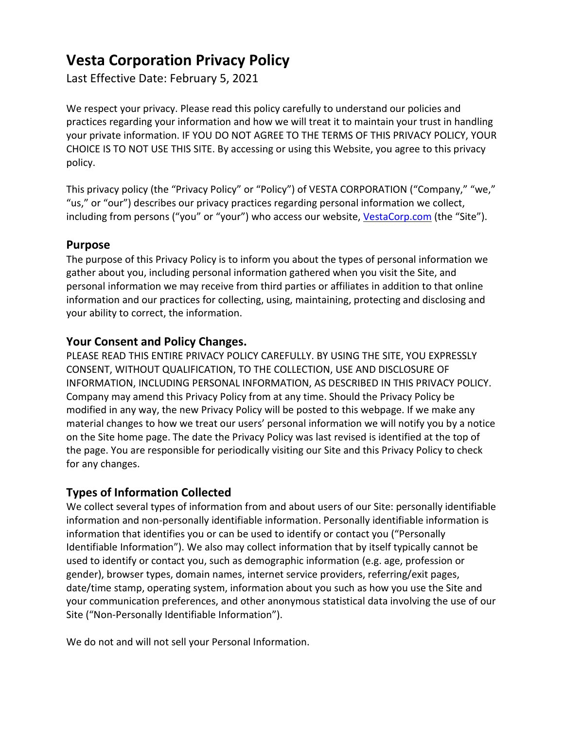# Vesta Corporation Privacy Policy

Last Effective Date: February 5, 2021

We respect your privacy. Please read this policy carefully to understand our policies and practices regarding your information and how we will treat it to maintain your trust in handling your private information. IF YOU DO NOT AGREE TO THE TERMS OF THIS PRIVACY POLICY, YOUR CHOICE IS TO NOT USE THIS SITE. By accessing or using this Website, you agree to this privacy policy.

This privacy policy (the "Privacy Policy" or "Policy") of VESTA CORPORATION ("Company," "we," "us," or "our") describes our privacy practices regarding personal information we collect, including from persons ("you" or "your") who access our website, [VestaCorp.com](VestaCorp.com) (the "Site").

## Purpose

The purpose of this Privacy Policy is to inform you about the types of personal information we gather about you, including personal information gathered when you visit the Site, and personal information we may receive from third parties or affiliates in addition to that online information and our practices for collecting, using, maintaining, protecting and disclosing and your ability to correct, the information.

## Your Consent and Policy Changes.

PLEASE READ THIS ENTIRE PRIVACY POLICY CAREFULLY. BY USING THE SITE, YOU EXPRESSLY CONSENT, WITHOUT QUALIFICATION, TO THE COLLECTION, USE AND DISCLOSURE OF INFORMATION, INCLUDING PERSONAL INFORMATION, AS DESCRIBED IN THIS PRIVACY POLICY. Company may amend this Privacy Policy from at any time. Should the Privacy Policy be modified in any way, the new Privacy Policy will be posted to this webpage. If we make any material changes to how we treat our users' personal information we will notify you by a notice on the Site home page. The date the Privacy Policy was last revised is identified at the top of the page. You are responsible for periodically visiting our Site and this Privacy Policy to check for any changes.

## Types of Information Collected

We collect several types of information from and about users of our Site: personally identifiable information and non-personally identifiable information. Personally identifiable information is information that identifies you or can be used to identify or contact you ("Personally Identifiable Information"). We also may collect information that by itself typically cannot be used to identify or contact you, such as demographic information (e.g. age, profession or gender), browser types, domain names, internet service providers, referring/exit pages, date/time stamp, operating system, information about you such as how you use the Site and your communication preferences, and other anonymous statistical data involving the use of our Site ("Non-Personally Identifiable Information").

We do not and will not sell your Personal Information.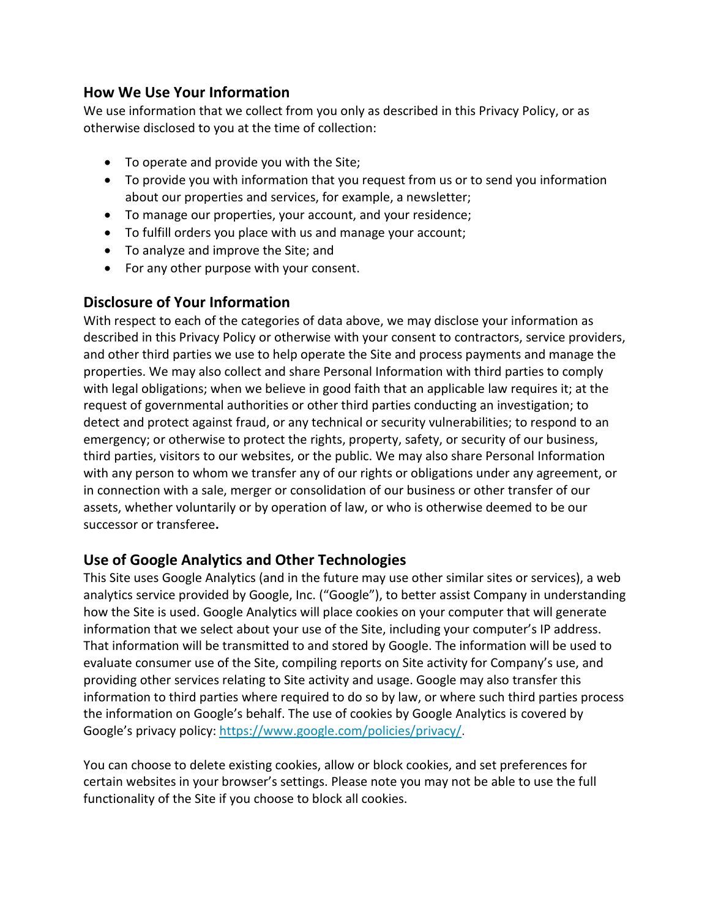## How We Use Your Information

We use information that we collect from you only as described in this Privacy Policy, or as otherwise disclosed to you at the time of collection:

- To operate and provide you with the Site;
- To provide you with information that you request from us or to send you information about our properties and services, for example, a newsletter;
- To manage our properties, your account, and your residence;
- To fulfill orders you place with us and manage your account;
- To analyze and improve the Site; and
- For any other purpose with your consent.

## Disclosure of Your Information

With respect to each of the categories of data above, we may disclose your information as described in this Privacy Policy or otherwise with your consent to contractors, service providers, and other third parties we use to help operate the Site and process payments and manage the properties. We may also collect and share Personal Information with third parties to comply with legal obligations; when we believe in good faith that an applicable law requires it; at the request of governmental authorities or other third parties conducting an investigation; to detect and protect against fraud, or any technical or security vulnerabilities; to respond to an emergency; or otherwise to protect the rights, property, safety, or security of our business, third parties, visitors to our websites, or the public. We may also share Personal Information with any person to whom we transfer any of our rights or obligations under any agreement, or in connection with a sale, merger or consolidation of our business or other transfer of our assets, whether voluntarily or by operation of law, or who is otherwise deemed to be our successor or transferee**.**

## Use of Google Analytics and Other Technologies

This Site uses Google Analytics (and in the future may use other similar sites or services), a web analytics service provided by Google, Inc. ("Google"), to better assist Company in understanding how the Site is used. Google Analytics will place cookies on your computer that will generate information that we select about your use of the Site, including your computer's IP address. That information will be transmitted to and stored by Google. The information will be used to evaluate consumer use of the Site, compiling reports on Site activity for Company's use, and providing other services relating to Site activity and usage. Google may also transfer this information to third parties where required to do so by law, or where such third parties process the information on Google's behalf. The use of cookies by Google Analytics is covered by Google's privacy policy: [https://www.google.com/policies/privacy/](https://www.google.com/policies/privacy/).

You can choose to delete existing cookies, allow or block cookies, and set preferences for certain websites in your browser's settings. Please note you may not be able to use the full functionality of the Site if you choose to block all cookies.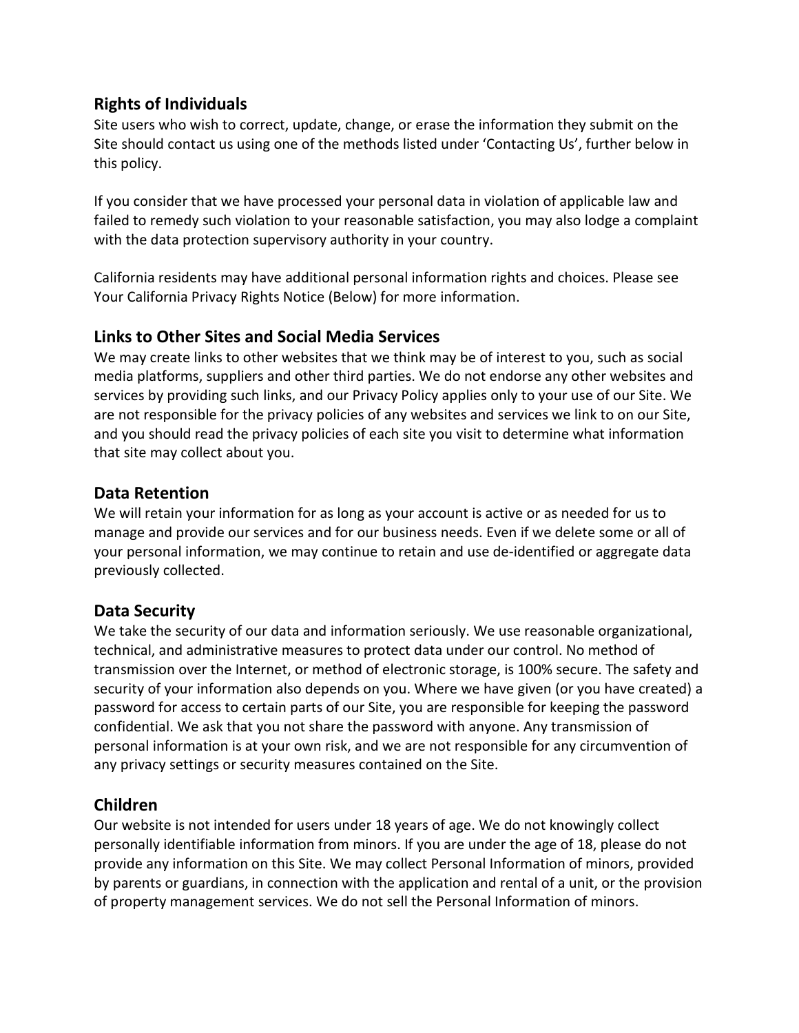## Rights of Individuals

Site users who wish to correct, update, change, or erase the information they submit on the Site should contact us using one of the methods listed under 'Contacting Us', further below in this policy.

If you consider that we have processed your personal data in violation of applicable law and failed to remedy such violation to your reasonable satisfaction, you may also lodge a complaint with the data protection supervisory authority in your country.

California residents may have additional personal information rights and choices. Please see Your California Privacy Rights Notice (Below) for more information.

## Links to Other Sites and Social Media Services

We may create links to other websites that we think may be of interest to you, such as social media platforms, suppliers and other third parties. We do not endorse any other websites and services by providing such links, and our Privacy Policy applies only to your use of our Site. We are not responsible for the privacy policies of any websites and services we link to on our Site, and you should read the privacy policies of each site you visit to determine what information that site may collect about you.

## Data Retention

We will retain your information for as long as your account is active or as needed for us to manage and provide our services and for our business needs. Even if we delete some or all of your personal information, we may continue to retain and use de-identified or aggregate data previously collected.

## Data Security

We take the security of our data and information seriously. We use reasonable organizational, technical, and administrative measures to protect data under our control. No method of transmission over the Internet, or method of electronic storage, is 100% secure. The safety and security of your information also depends on you. Where we have given (or you have created) a password for access to certain parts of our Site, you are responsible for keeping the password confidential. We ask that you not share the password with anyone. Any transmission of personal information is at your own risk, and we are not responsible for any circumvention of any privacy settings or security measures contained on the Site.

## Children

Our website is not intended for users under 18 years of age. We do not knowingly collect personally identifiable information from minors. If you are under the age of 18, please do not provide any information on this Site. We may collect Personal Information of minors, provided by parents or guardians, in connection with the application and rental of a unit, or the provision of property management services. We do not sell the Personal Information of minors.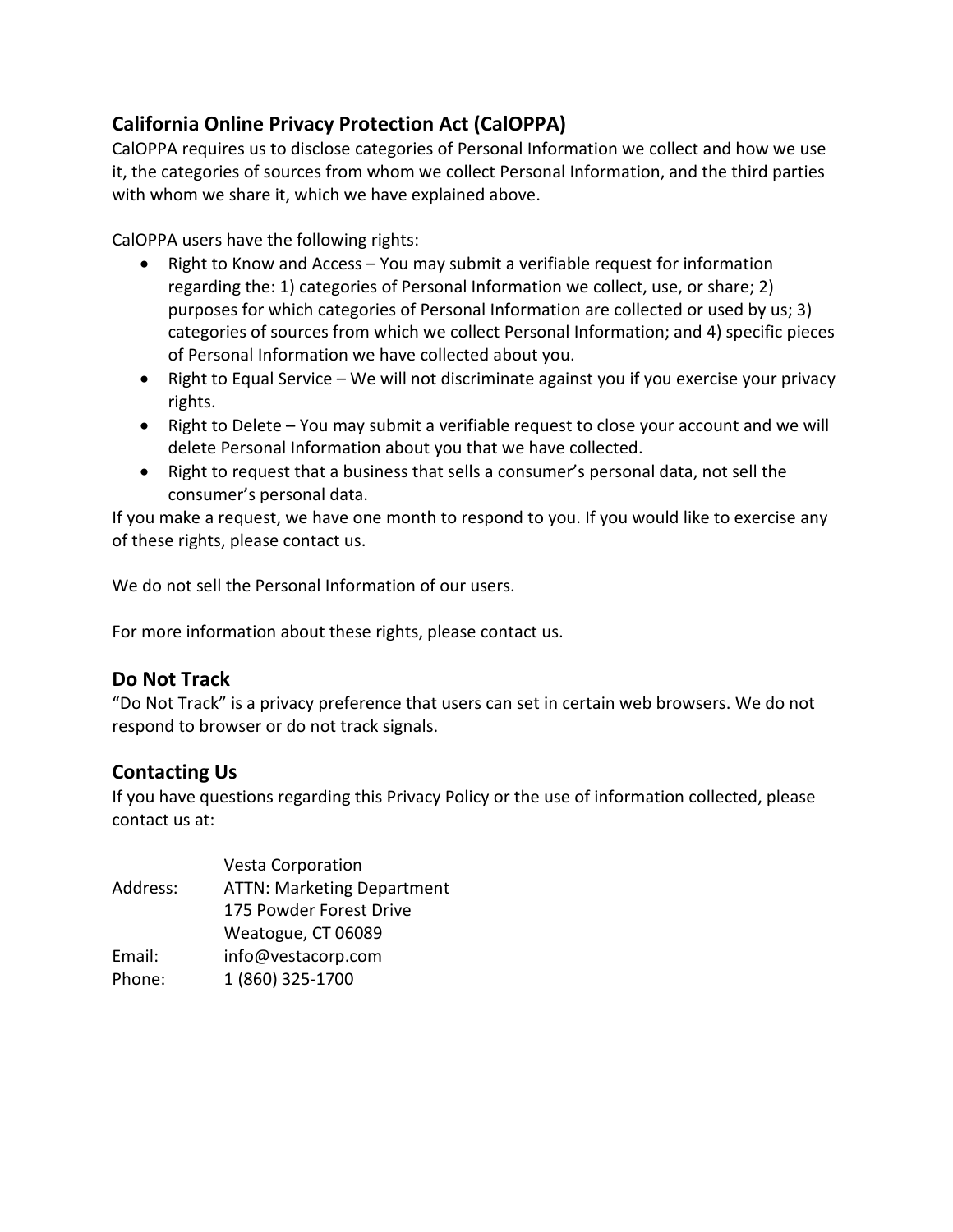## California Online Privacy Protection Act (CalOPPA)

CalOPPA requires us to disclose categories of Personal Information we collect and how we use it, the categories of sources from whom we collect Personal Information, and the third parties with whom we share it, which we have explained above.

CalOPPA users have the following rights:

- Right to Know and Access – You may submit a verifiable request for information regarding the: 1) categories of Personal Information we collect, use, or share; 2) purposes for which categories of Personal Information are collected or used by us; 3) categories of sources from which we collect Personal Information; and 4) specific pieces of Personal Information we have collected about you.
- Right to Equal Service – We will not discriminate against you if you exercise your privacy rights.
- Right to Delete – You may submit a verifiable request to close your account and we will delete Personal Information about you that we have collected.
- Right to request that a business that sells a consumer's personal data, not sell the consumer's personal data.

If you make a request, we have one month to respond to you. If you would like to exercise any of these rights, please contact us.

We do not sell the Personal Information of our users.

For more information about these rights, please contact us.

## Do Not Track

"Do Not Track" is a privacy preference that users can set in certain web browsers. We do not respond to browser or do not track signals.

## Contacting Us

If you have questions regarding this Privacy Policy or the use of information collected, please contact us at:

| | |
|---|---|
| | Vesta Corporation |
| Address: | ATTN: Marketing Department |
| | 175 Powder Forest Drive |
| | Weatogue, CT 06089 |
| Email: | info@vestacorp.com |
| Phone: | 1 (860) 325-1700 |